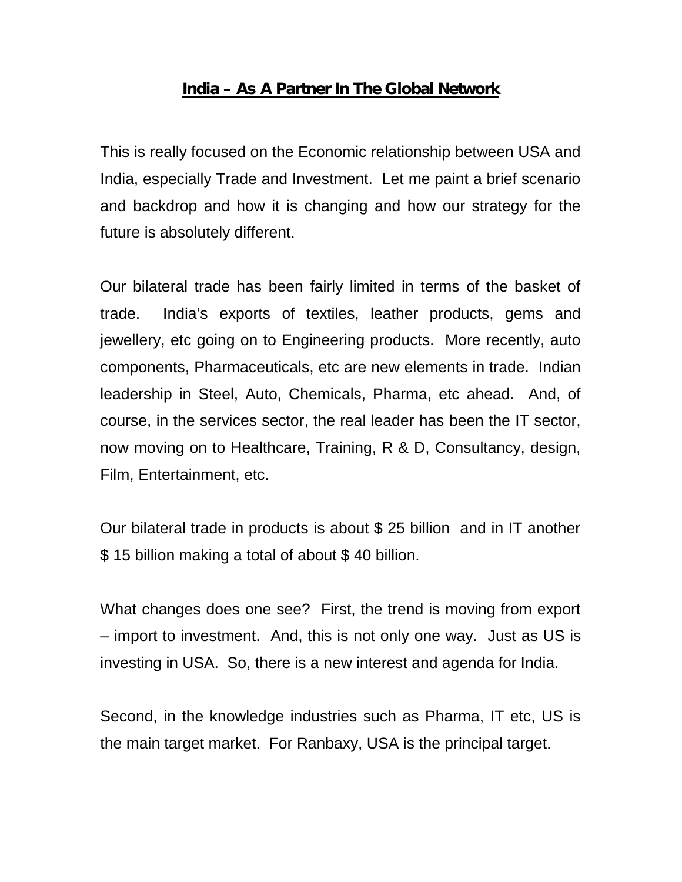**<u>India – As A Partner In The Global Network</u>**

This is really focused on the Economic relationship between USA and India, especially Trade and Investment. Let me paint a brief scenario and backdrop and how it is changing and how our strategy for the future is absolutely different.

Our bilateral trade has been fairly limited in terms of the basket of trade. India's exports of textiles, leather products, gems and jewellery, etc going on to Engineering products. More recently, auto components, Pharmaceuticals, etc are new elements in trade. Indian leadership in Steel, Auto, Chemicals, Pharma, etc ahead. And, of course, in the services sector, the real leader has been the IT sector, now moving on to Healthcare, Training, R & D, Consultancy, design, Film, Entertainment, etc.

Our bilateral trade in products is about $ 25 billion and in IT another $ 15 billion making a total of about $ 40 billion.

What changes does one see? First, the trend is moving from export – import to investment. And, this is not only one way. Just as US is investing in USA. So, there is a new interest and agenda for India.

Second, in the knowledge industries such as Pharma, IT etc, US is the main target market. For Ranbaxy, USA is the principal target.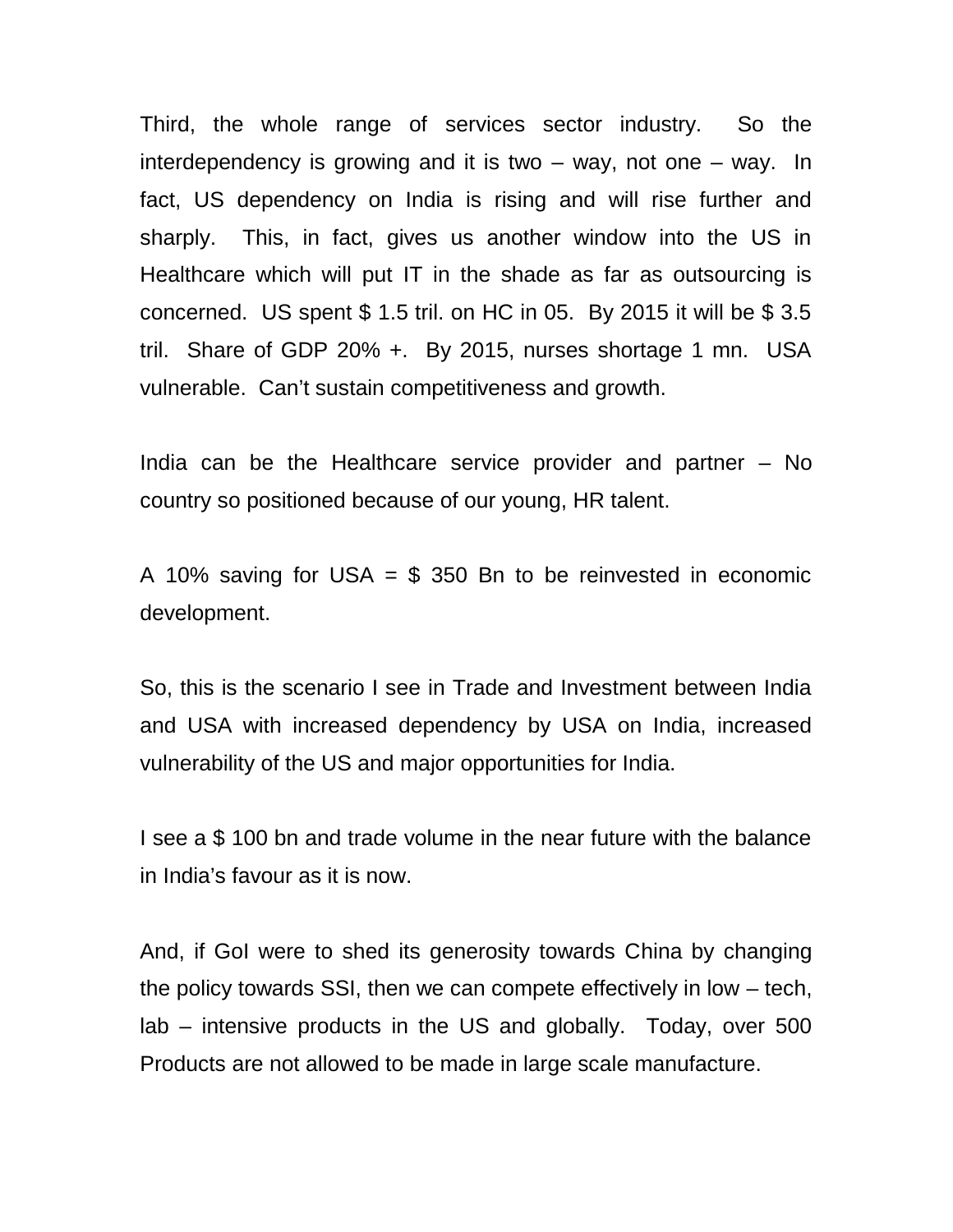Third, the whole range of services sector industry. So the interdependency is growing and it is two – way, not one – way. In fact, US dependency on India is rising and will rise further and sharply. This, in fact, gives us another window into the US in Healthcare which will put IT in the shade as far as outsourcing is concerned. US spent $ 1.5 tril. on HC in 05. By 2015 it will be $ 3.5 tril. Share of GDP 20% +. By 2015, nurses shortage 1 mn. USA vulnerable. Can't sustain competitiveness and growth.

India can be the Healthcare service provider and partner – No country so positioned because of our young, HR talent.

A 10% saving for USA = $ 350 Bn to be reinvested in economic development.

So, this is the scenario I see in Trade and Investment between India and USA with increased dependency by USA on India, increased vulnerability of the US and major opportunities for India.

I see a $ 100 bn and trade volume in the near future with the balance in India's favour as it is now.

And, if GoI were to shed its generosity towards China by changing the policy towards SSI, then we can compete effectively in low – tech, lab – intensive products in the US and globally. Today, over 500 Products are not allowed to be made in large scale manufacture.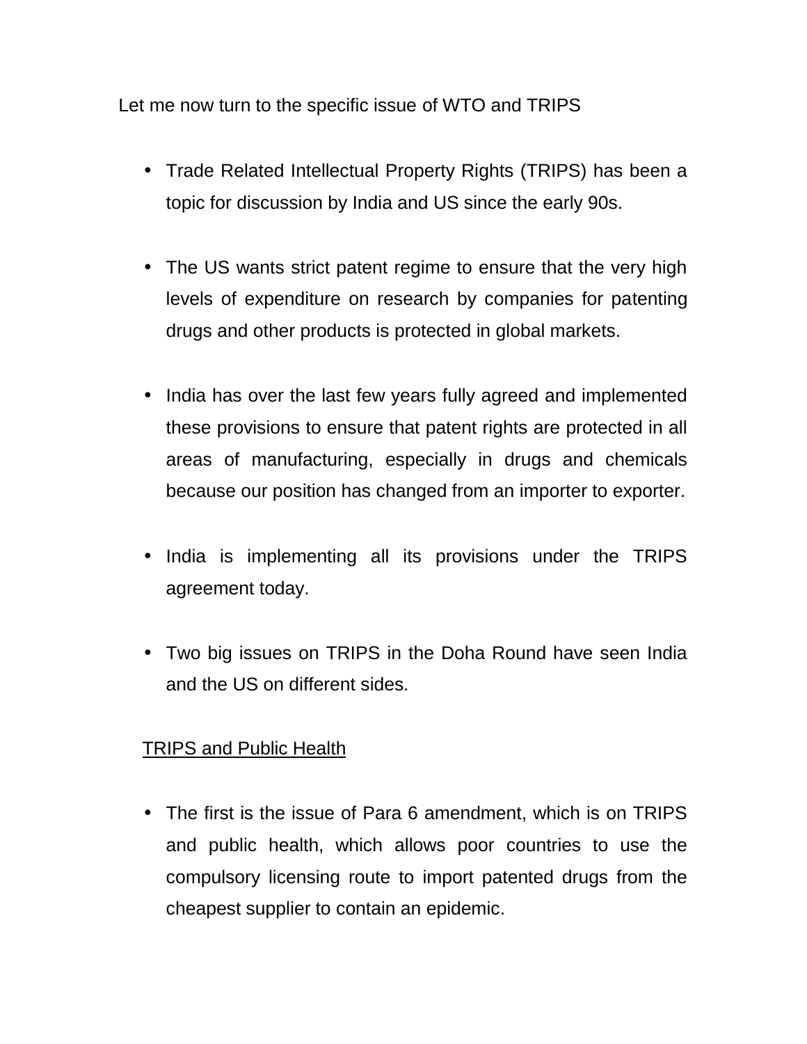Let me now turn to the specific issue of WTO and TRIPS

- Trade Related Intellectual Property Rights (TRIPS) has been a topic for discussion by India and US since the early 90s.

- The US wants strict patent regime to ensure that the very high levels of expenditure on research by companies for patenting drugs and other products is protected in global markets.

- India has over the last few years fully agreed and implemented these provisions to ensure that patent rights are protected in all areas of manufacturing, especially in drugs and chemicals because our position has changed from an importer to exporter.

- India is implementing all its provisions under the TRIPS agreement today.

- Two big issues on TRIPS in the Doha Round have seen India and the US on different sides.

<u>TRIPS and Public Health</u>

- The first is the issue of Para 6 amendment, which is on TRIPS and public health, which allows poor countries to use the compulsory licensing route to import patented drugs from the cheapest supplier to contain an epidemic.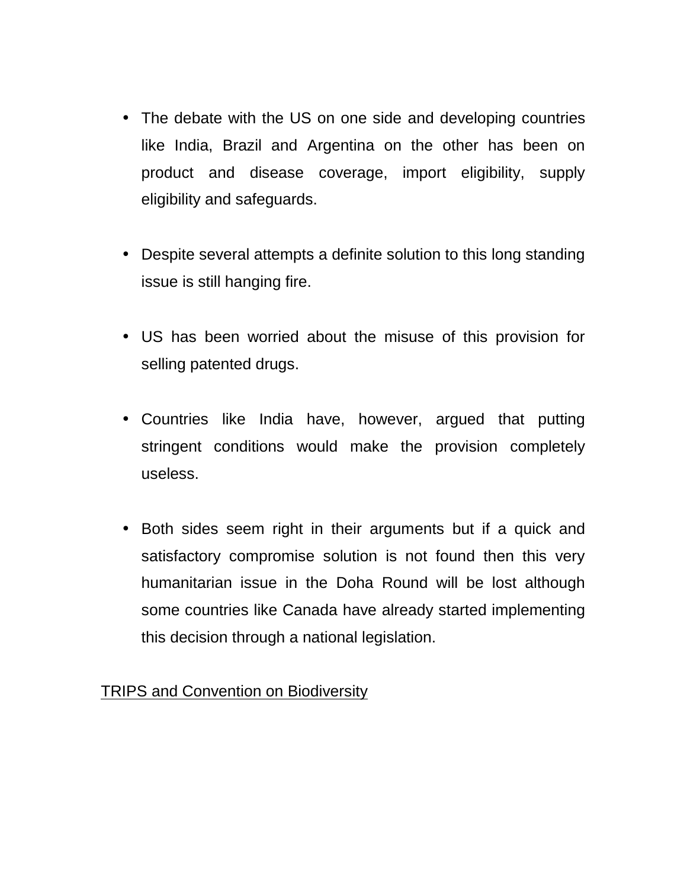- The debate with the US on one side and developing countries like India, Brazil and Argentina on the other has been on product and disease coverage, import eligibility, supply eligibility and safeguards.

- Despite several attempts a definite solution to this long standing issue is still hanging fire.

- US has been worried about the misuse of this provision for selling patented drugs.

- Countries like India have, however, argued that putting stringent conditions would make the provision completely useless.

- Both sides seem right in their arguments but if a quick and satisfactory compromise solution is not found then this very humanitarian issue in the Doha Round will be lost although some countries like Canada have already started implementing this decision through a national legislation.

<u>TRIPS and Convention on Biodiversity</u>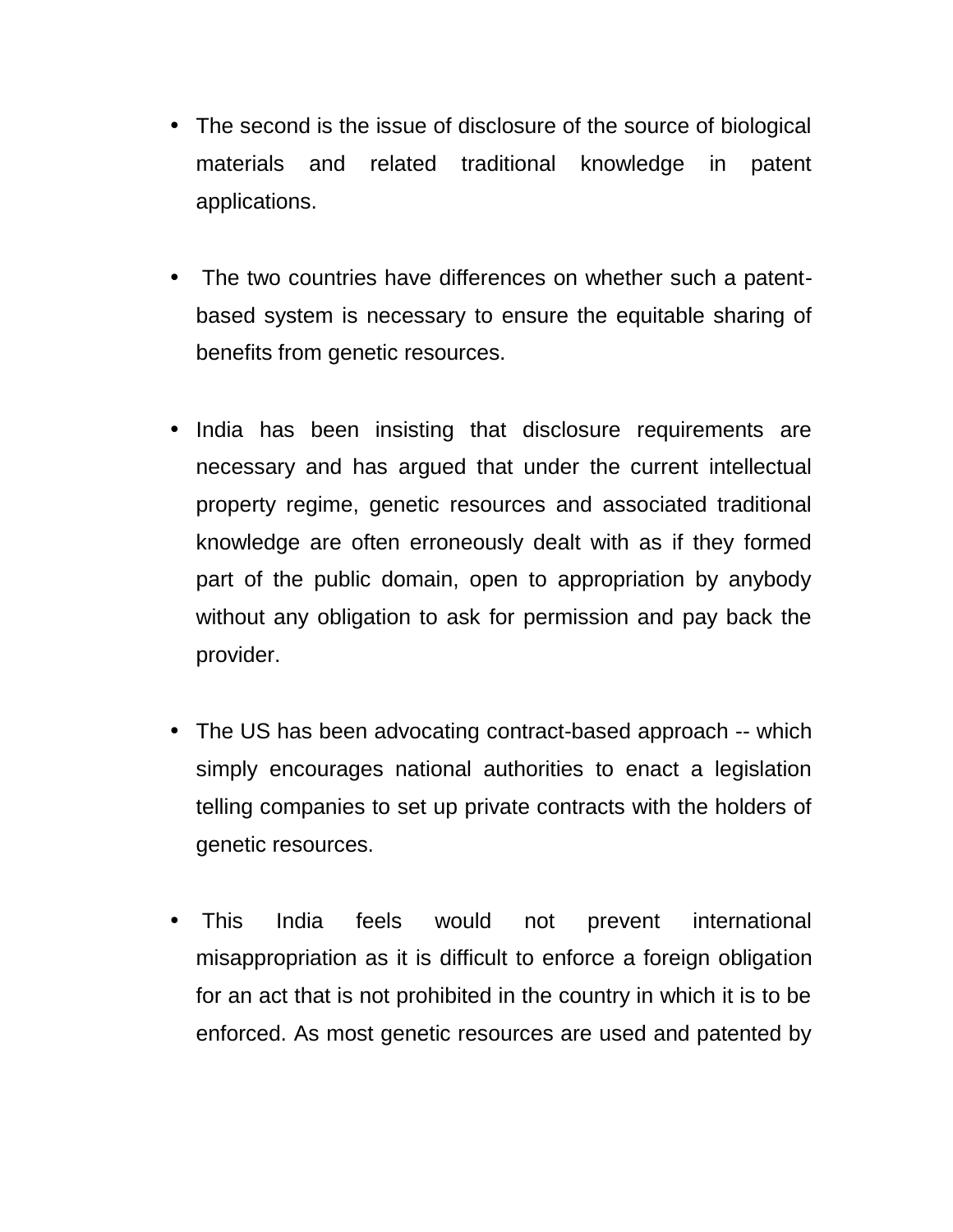- The second is the issue of disclosure of the source of biological materials and related traditional knowledge in patent applications.

- The two countries have differences on whether such a patent-based system is necessary to ensure the equitable sharing of benefits from genetic resources.

- India has been insisting that disclosure requirements are necessary and has argued that under the current intellectual property regime, genetic resources and associated traditional knowledge are often erroneously dealt with as if they formed part of the public domain, open to appropriation by anybody without any obligation to ask for permission and pay back the provider.

- The US has been advocating contract-based approach -- which simply encourages national authorities to enact a legislation telling companies to set up private contracts with the holders of genetic resources.

- This India feels would not prevent international misappropriation as it is difficult to enforce a foreign obligation for an act that is not prohibited in the country in which it is to be enforced. As most genetic resources are used and patented by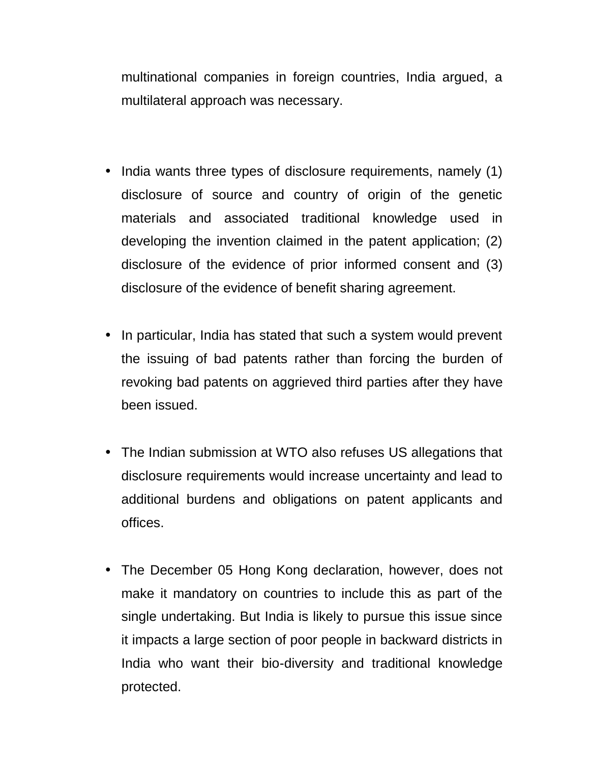multinational companies in foreign countries, India argued, a multilateral approach was necessary.

- India wants three types of disclosure requirements, namely (1) disclosure of source and country of origin of the genetic materials and associated traditional knowledge used in developing the invention claimed in the patent application; (2) disclosure of the evidence of prior informed consent and (3) disclosure of the evidence of benefit sharing agreement.

- In particular, India has stated that such a system would prevent the issuing of bad patents rather than forcing the burden of revoking bad patents on aggrieved third parties after they have been issued.

- The Indian submission at WTO also refuses US allegations that disclosure requirements would increase uncertainty and lead to additional burdens and obligations on patent applicants and offices.

- The December 05 Hong Kong declaration, however, does not make it mandatory on countries to include this as part of the single undertaking. But India is likely to pursue this issue since it impacts a large section of poor people in backward districts in India who want their bio-diversity and traditional knowledge protected.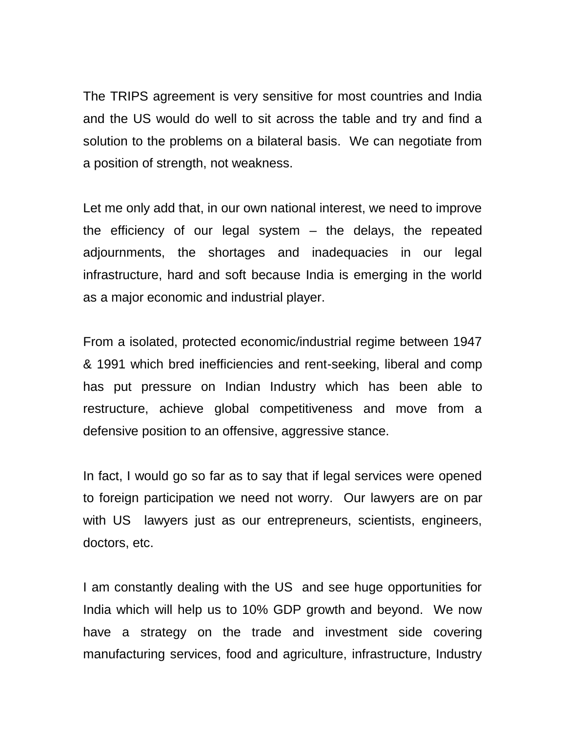The TRIPS agreement is very sensitive for most countries and India and the US would do well to sit across the table and try and find a solution to the problems on a bilateral basis. We can negotiate from a position of strength, not weakness.

Let me only add that, in our own national interest, we need to improve the efficiency of our legal system – the delays, the repeated adjournments, the shortages and inadequacies in our legal infrastructure, hard and soft because India is emerging in the world as a major economic and industrial player.

From a isolated, protected economic/industrial regime between 1947 & 1991 which bred inefficiencies and rent-seeking, liberal and comp has put pressure on Indian Industry which has been able to restructure, achieve global competitiveness and move from a defensive position to an offensive, aggressive stance.

In fact, I would go so far as to say that if legal services were opened to foreign participation we need not worry. Our lawyers are on par with US lawyers just as our entrepreneurs, scientists, engineers, doctors, etc.

I am constantly dealing with the US and see huge opportunities for India which will help us to 10% GDP growth and beyond. We now have a strategy on the trade and investment side covering manufacturing services, food and agriculture, infrastructure, Industry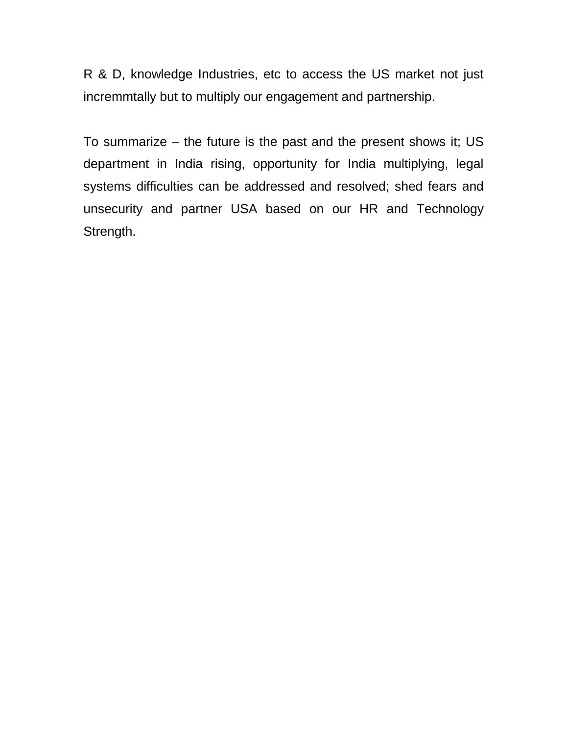R & D, knowledge Industries, etc to access the US market not just incremmtally but to multiply our engagement and partnership.

To summarize – the future is the past and the present shows it; US department in India rising, opportunity for India multiplying, legal systems difficulties can be addressed and resolved; shed fears and unsecurity and partner USA based on our HR and Technology Strength.